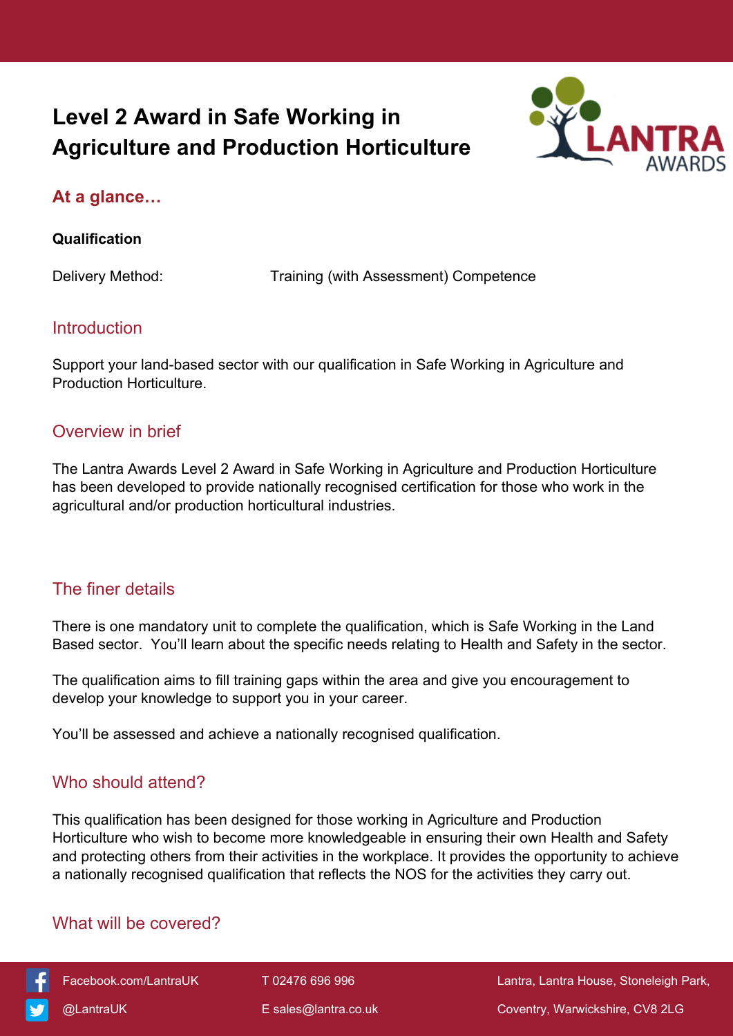# Level 2 Award in Safe Working in Agriculture and Production Horticulture

## At a glance…

**Qualification**

Delivery Method: Training (with Assessment) Competence

## Introduction

Support your land-based sector with our qualification in Safe Working in Agriculture and Production Horticulture.

## Overview in brief

The Lantra Awards Level 2 Award in Safe Working in Agriculture and Production Horticulture has been developed to provide nationally recognised certification for those who work in the agricultural and/or production horticultural industries.

## The finer details

There is one mandatory unit to complete the qualification, which is Safe Working in the Land Based sector. You'll learn about the specific needs relating to Health and Safety in the sector.

The qualification aims to fill training gaps within the area and give you encouragement to develop your knowledge to support you in your career.

You'll be assessed and achieve a nationally recognised qualification.

## Who should attend?

This qualification has been designed for those working in Agriculture and Production Horticulture who wish to become more knowledgeable in ensuring their own Health and Safety and protecting others from their activities in the workplace. It provides the opportunity to achieve a nationally recognised qualification that reflects the NOS for the activities they carry out.

## What will be covered?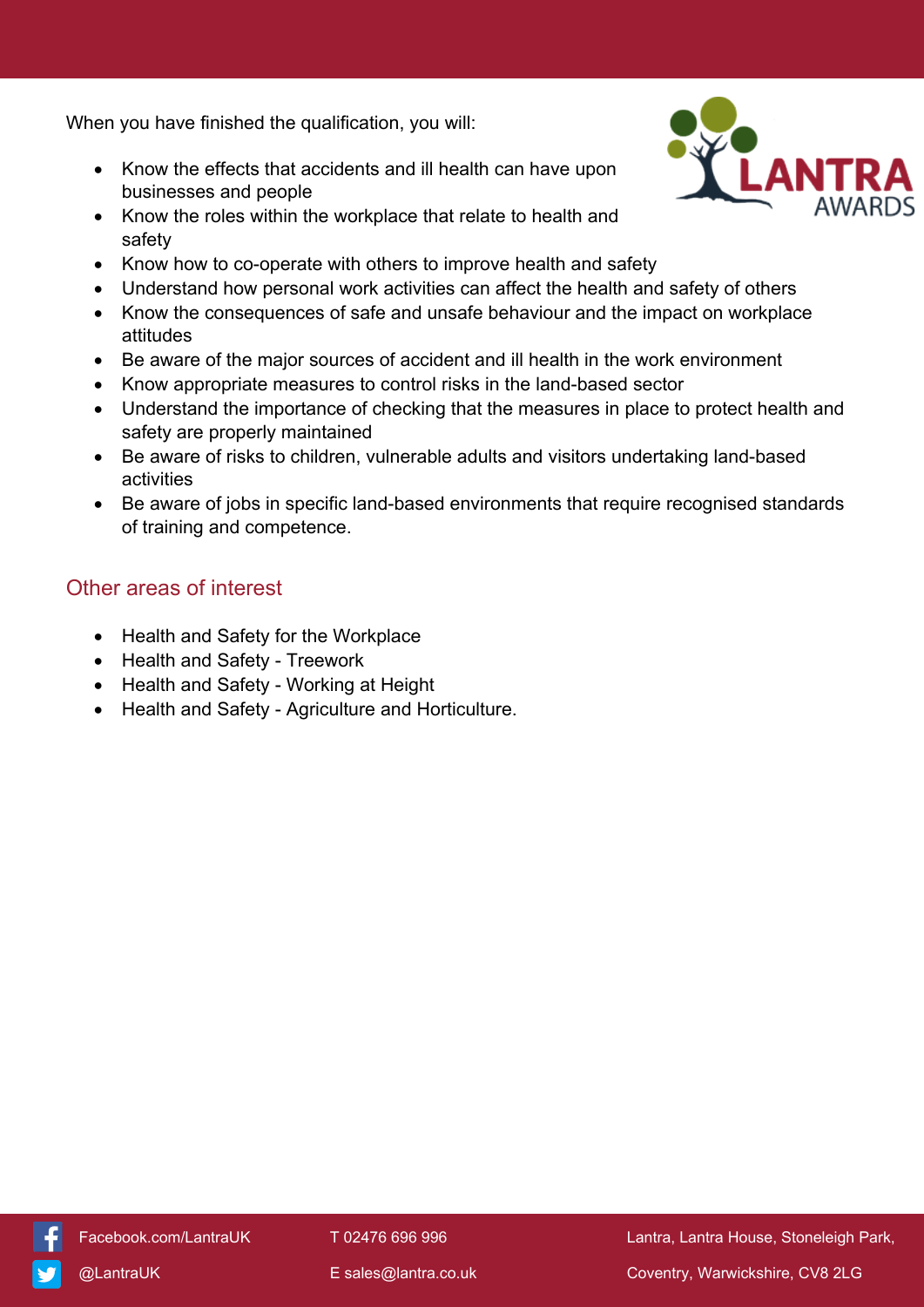When you have finished the qualification, you will:

- Know the effects that accidents and ill health can have upon businesses and people
- Know the roles within the workplace that relate to health and safety
- Know how to co-operate with others to improve health and safety
- Understand how personal work activities can affect the health and safety of others
- Know the consequences of safe and unsafe behaviour and the impact on workplace attitudes
- Be aware of the major sources of accident and ill health in the work environment
- Know appropriate measures to control risks in the land-based sector
- Understand the importance of checking that the measures in place to protect health and safety are properly maintained
- Be aware of risks to children, vulnerable adults and visitors undertaking land-based activities
- Be aware of jobs in specific land-based environments that require recognised standards of training and competence.

## Other areas of interest

- Health and Safety for the Workplace
- Health and Safety - Treework
- Health and Safety - Working at Height
- Health and Safety - Agriculture and Horticulture.

Facebook.com/LantraUK

@LantraUK

T 02476 696 996

E sales@lantra.co.uk

Lantra, Lantra House, Stoneleigh Park, Coventry, Warwickshire, CV8 2LG